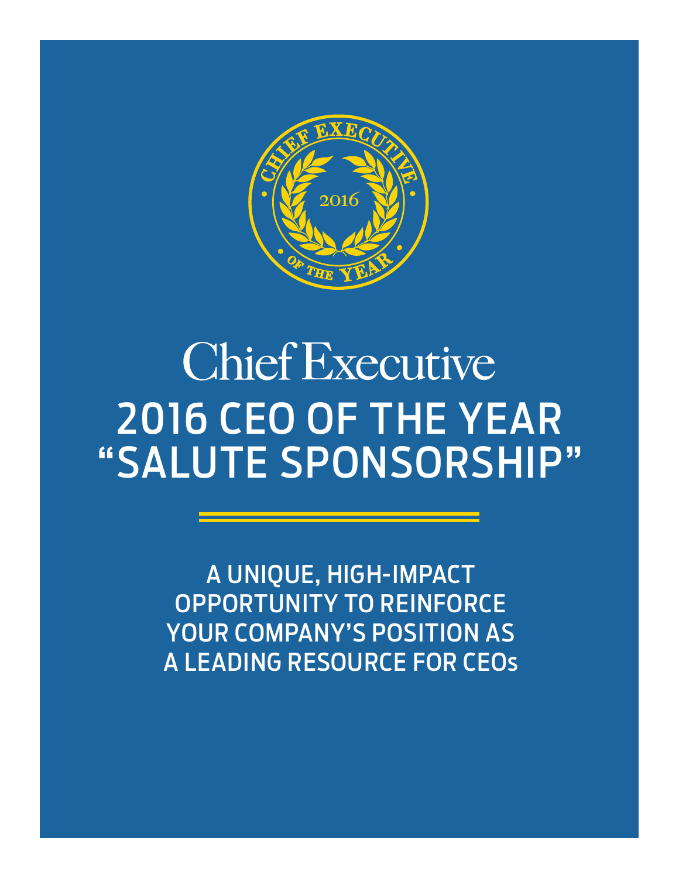# Chief Executive

# 2016 CEO OF THE YEAR "SALUTE SPONSORSHIP"

## A UNIQUE, HIGH-IMPACT OPPORTUNITY TO REINFORCE YOUR COMPANY'S POSITION AS A LEADING RESOURCE FOR CEOs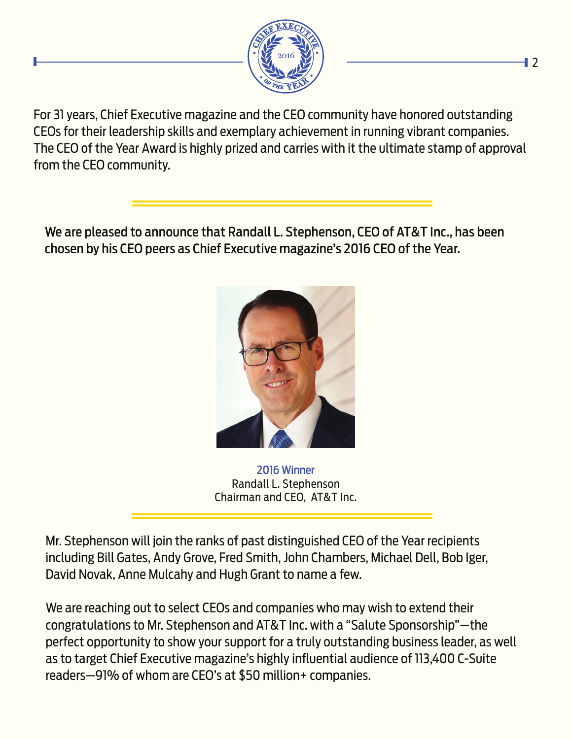For 31 years, Chief Executive magazine and the CEO community have honored outstanding CEOs for their leadership skills and exemplary achievement in running vibrant companies. The CEO of the Year Award is highly prized and carries with it the ultimate stamp of approval from the CEO community.

**We are pleased to announce that Randall L. Stephenson, CEO of AT&T Inc., has been chosen by his CEO peers as Chief Executive magazine's 2016 CEO of the Year.**

2016 Winner
Randall L. Stephenson
Chairman and CEO, AT&T Inc.

Mr. Stephenson will join the ranks of past distinguished CEO of the Year recipients including Bill Gates, Andy Grove, Fred Smith, John Chambers, Michael Dell, Bob Iger, David Novak, Anne Mulcahy and Hugh Grant to name a few.

We are reaching out to select CEOs and companies who may wish to extend their congratulations to Mr. Stephenson and AT&T Inc. with a "Salute Sponsorship"—the perfect opportunity to show your support for a truly outstanding business leader, as well as to target Chief Executive magazine's highly influential audience of 113,400 C-Suite readers—91% of whom are CEO's at $50 million+ companies.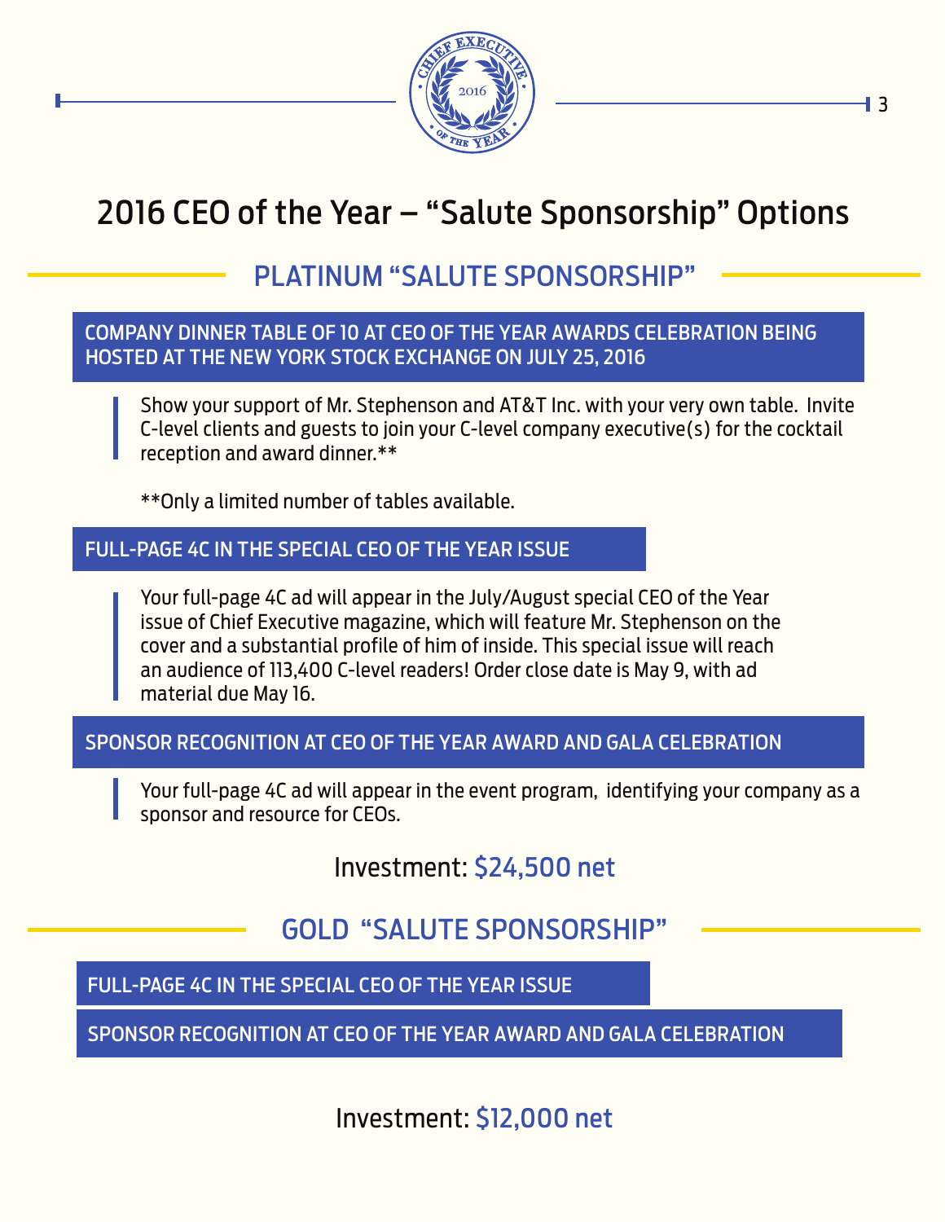# 2016 CEO of the Year – "Salute Sponsorship" Options

## PLATINUM "SALUTE SPONSORSHIP"

### COMPANY DINNER TABLE OF 10 AT CEO OF THE YEAR AWARDS CELEBRATION BEING HOSTED AT THE NEW YORK STOCK EXCHANGE ON JULY 25, 2016

Show your support of Mr. Stephenson and AT&T Inc. with your very own table. Invite C-level clients and guests to join your C-level company executive(s) for the cocktail reception and award dinner.**

**Only a limited number of tables available.

### FULL-PAGE 4C IN THE SPECIAL CEO OF THE YEAR ISSUE

Your full-page 4C ad will appear in the July/August special CEO of the Year issue of Chief Executive magazine, which will feature Mr. Stephenson on the cover and a substantial profile of him of inside. This special issue will reach an audience of 113,400 C-level readers! Order close date is May 9, with ad material due May 16.

### SPONSOR RECOGNITION AT CEO OF THE YEAR AWARD AND GALA CELEBRATION

Your full-page 4C ad will appear in the event program, identifying your company as a sponsor and resource for CEOs.

Investment: **$24,500 net**

## GOLD "SALUTE SPONSORSHIP"

### FULL-PAGE 4C IN THE SPECIAL CEO OF THE YEAR ISSUE

### SPONSOR RECOGNITION AT CEO OF THE YEAR AWARD AND GALA CELEBRATION

Investment: **$12,000 net**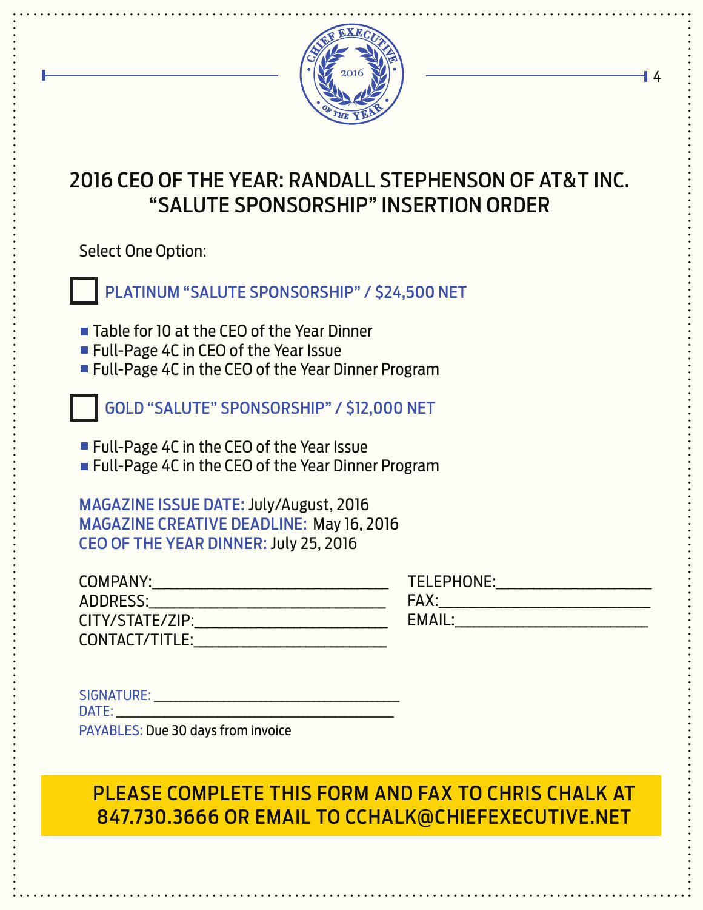# 2016 CEO OF THE YEAR: RANDALL STEPHENSON OF AT&T INC. "SALUTE SPONSORSHIP" INSERTION ORDER

Select One Option:

☐ **PLATINUM "SALUTE SPONSORSHIP" / $24,500 NET**

- Table for 10 at the CEO of the Year Dinner
- Full-Page 4C in CEO of the Year Issue
- Full-Page 4C in the CEO of the Year Dinner Program

☐ **GOLD "SALUTE" SPONSORSHIP" / $12,000 NET**

- Full-Page 4C in the CEO of the Year Issue
- Full-Page 4C in the CEO of the Year Dinner Program

**MAGAZINE ISSUE DATE:** July/August, 2016
**MAGAZINE CREATIVE DEADLINE:** May 16, 2016
**CEO OF THE YEAR DINNER:** July 25, 2016

COMPANY:______________________________
ADDRESS:______________________________
CITY/STATE/ZIP:__________________________
CONTACT/TITLE:__________________________

TELEPHONE:____________________
FAX:___________________________
EMAIL:_________________________

SIGNATURE: ______________________________
DATE: __________________________________
PAYABLES: Due 30 days from invoice

**PLEASE COMPLETE THIS FORM AND FAX TO CHRIS CHALK AT 847.730.3666 OR EMAIL TO CCHALK@CHIEFEXECUTIVE.NET**